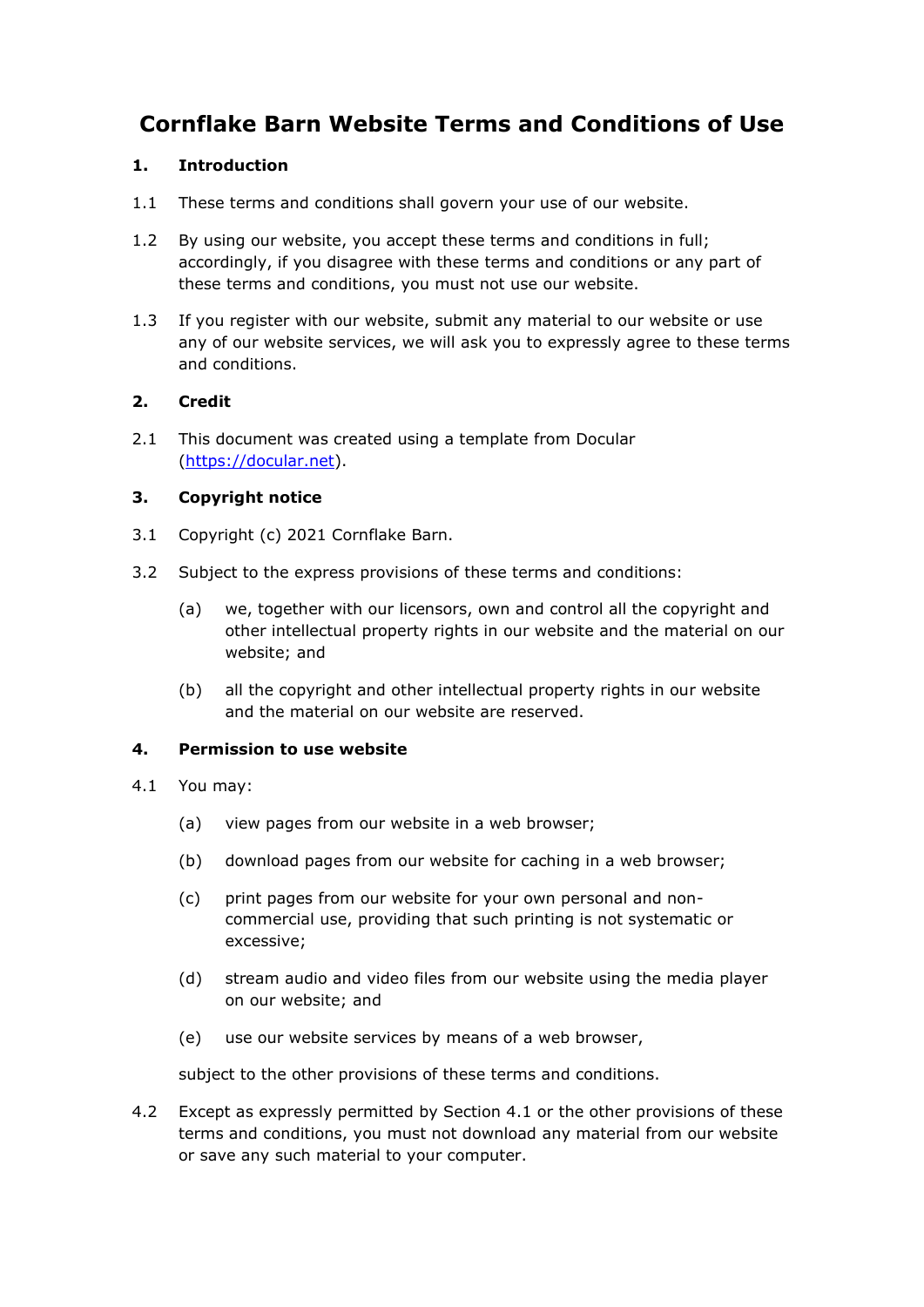# Cornflake Barn Website Terms and Conditions of Use

## 1. Introduction

1.1 These terms and conditions shall govern your use of our website.

1.2 By using our website, you accept these terms and conditions in full; accordingly, if you disagree with these terms and conditions or any part of these terms and conditions, you must not use our website.

1.3 If you register with our website, submit any material to our website or use any of our website services, we will ask you to expressly agree to these terms and conditions.

## 2. Credit

2.1 This document was created using a template from Docular (https://docular.net).

## 3. Copyright notice

3.1 Copyright (c) 2021 Cornflake Barn.

3.2 Subject to the express provisions of these terms and conditions:

(a) we, together with our licensors, own and control all the copyright and other intellectual property rights in our website and the material on our website; and

(b) all the copyright and other intellectual property rights in our website and the material on our website are reserved.

## 4. Permission to use website

4.1 You may:

(a) view pages from our website in a web browser;

(b) download pages from our website for caching in a web browser;

(c) print pages from our website for your own personal and non-commercial use, providing that such printing is not systematic or excessive;

(d) stream audio and video files from our website using the media player on our website; and

(e) use our website services by means of a web browser,

subject to the other provisions of these terms and conditions.

4.2 Except as expressly permitted by Section 4.1 or the other provisions of these terms and conditions, you must not download any material from our website or save any such material to your computer.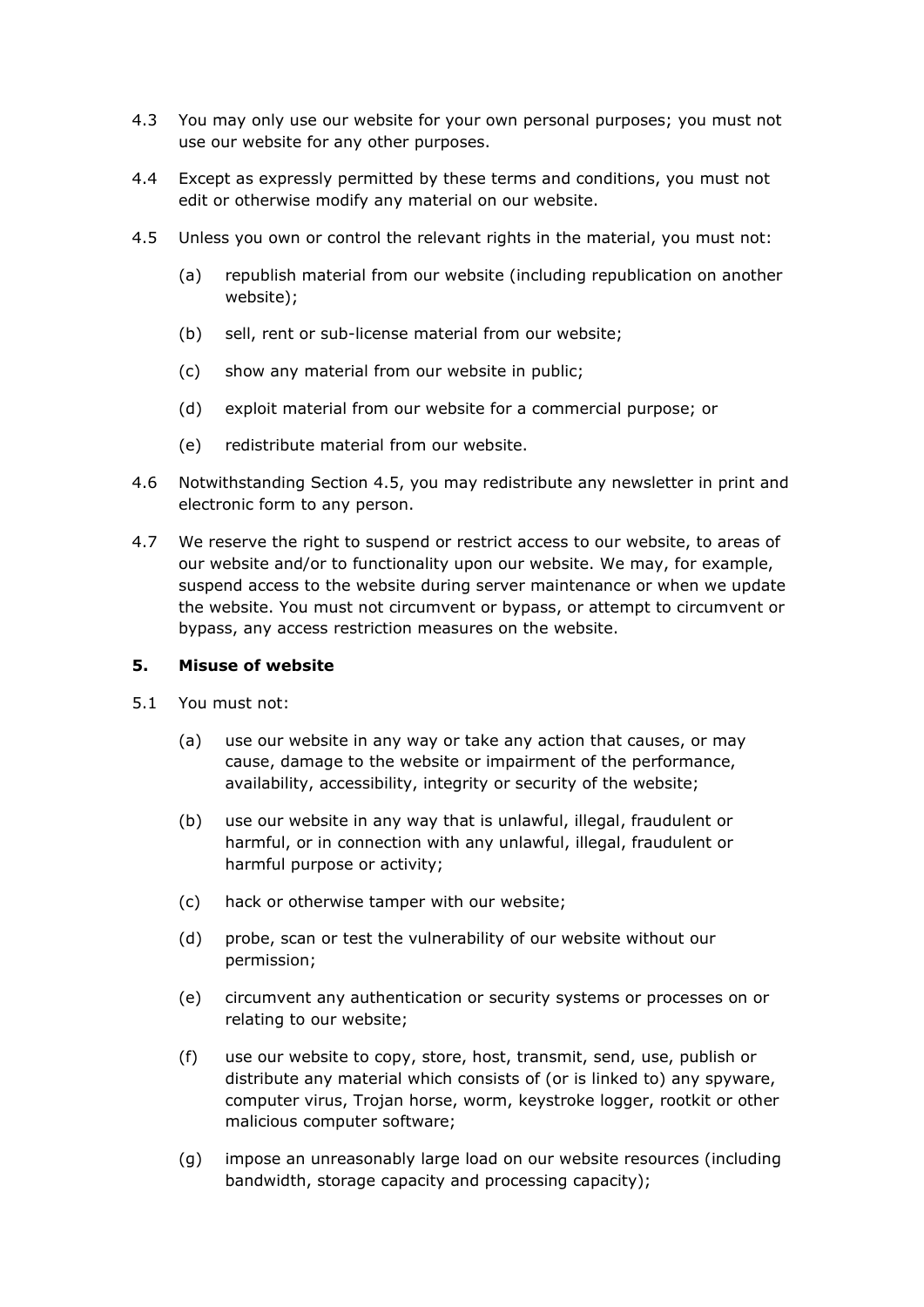4.3 You may only use our website for your own personal purposes; you must not use our website for any other purposes.

4.4 Except as expressly permitted by these terms and conditions, you must not edit or otherwise modify any material on our website.

4.5 Unless you own or control the relevant rights in the material, you must not:

(a) republish material from our website (including republication on another website);

(b) sell, rent or sub-license material from our website;

(c) show any material from our website in public;

(d) exploit material from our website for a commercial purpose; or

(e) redistribute material from our website.

4.6 Notwithstanding Section 4.5, you may redistribute any newsletter in print and electronic form to any person.

4.7 We reserve the right to suspend or restrict access to our website, to areas of our website and/or to functionality upon our website. We may, for example, suspend access to the website during server maintenance or when we update the website. You must not circumvent or bypass, or attempt to circumvent or bypass, any access restriction measures on the website.

**5. Misuse of website**

5.1 You must not:

(a) use our website in any way or take any action that causes, or may cause, damage to the website or impairment of the performance, availability, accessibility, integrity or security of the website;

(b) use our website in any way that is unlawful, illegal, fraudulent or harmful, or in connection with any unlawful, illegal, fraudulent or harmful purpose or activity;

(c) hack or otherwise tamper with our website;

(d) probe, scan or test the vulnerability of our website without our permission;

(e) circumvent any authentication or security systems or processes on or relating to our website;

(f) use our website to copy, store, host, transmit, send, use, publish or distribute any material which consists of (or is linked to) any spyware, computer virus, Trojan horse, worm, keystroke logger, rootkit or other malicious computer software;

(g) impose an unreasonably large load on our website resources (including bandwidth, storage capacity and processing capacity);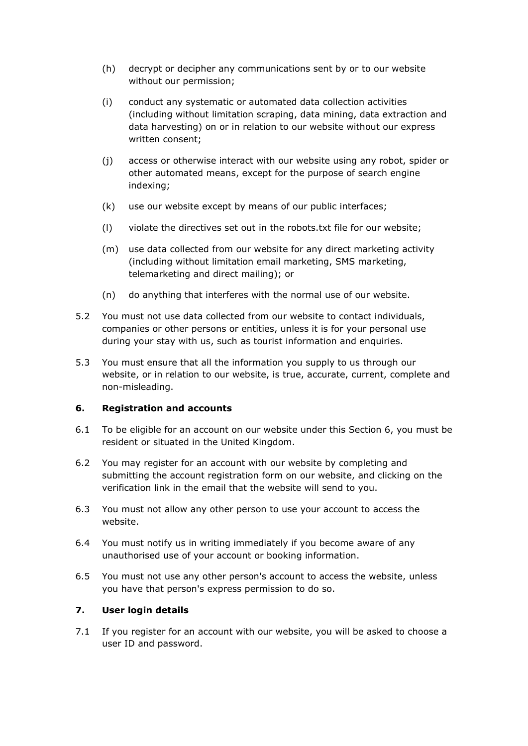(h) decrypt or decipher any communications sent by or to our website without our permission;

(i) conduct any systematic or automated data collection activities (including without limitation scraping, data mining, data extraction and data harvesting) on or in relation to our website without our express written consent;

(j) access or otherwise interact with our website using any robot, spider or other automated means, except for the purpose of search engine indexing;

(k) use our website except by means of our public interfaces;

(l) violate the directives set out in the robots.txt file for our website;

(m) use data collected from our website for any direct marketing activity (including without limitation email marketing, SMS marketing, telemarketing and direct mailing); or

(n) do anything that interferes with the normal use of our website.

5.2 You must not use data collected from our website to contact individuals, companies or other persons or entities, unless it is for your personal use during your stay with us, such as tourist information and enquiries.

5.3 You must ensure that all the information you supply to us through our website, or in relation to our website, is true, accurate, current, complete and non-misleading.

**6. Registration and accounts**

6.1 To be eligible for an account on our website under this Section 6, you must be resident or situated in the United Kingdom.

6.2 You may register for an account with our website by completing and submitting the account registration form on our website, and clicking on the verification link in the email that the website will send to you.

6.3 You must not allow any other person to use your account to access the website.

6.4 You must notify us in writing immediately if you become aware of any unauthorised use of your account or booking information.

6.5 You must not use any other person's account to access the website, unless you have that person's express permission to do so.

**7. User login details**

7.1 If you register for an account with our website, you will be asked to choose a user ID and password.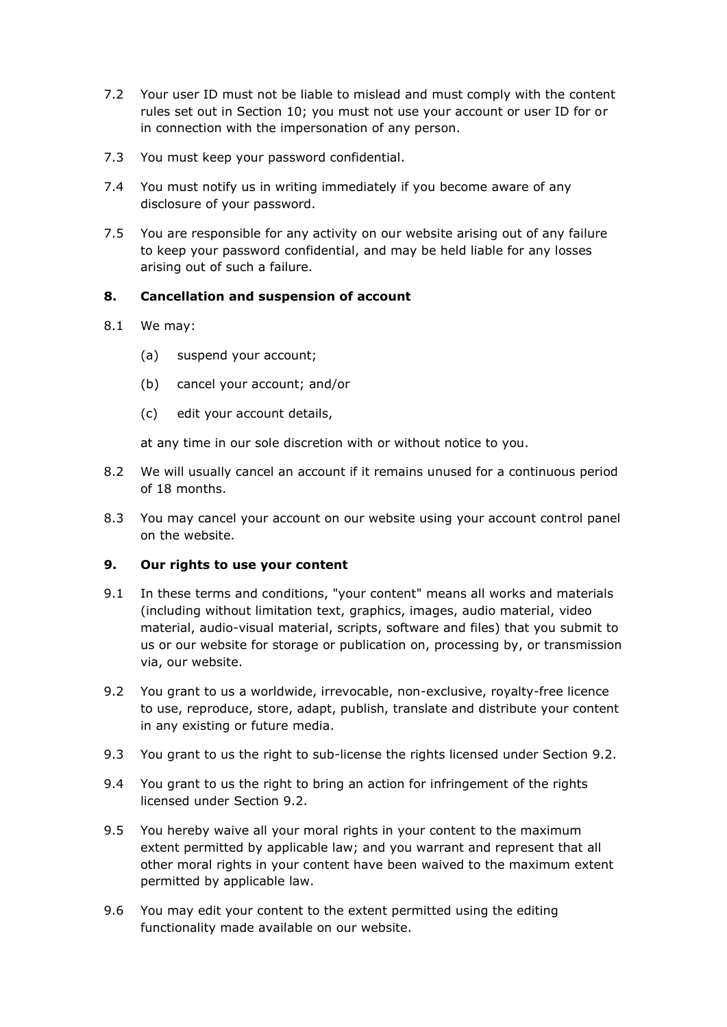7.2 Your user ID must not be liable to mislead and must comply with the content rules set out in Section 10; you must not use your account or user ID for or in connection with the impersonation of any person.

7.3 You must keep your password confidential.

7.4 You must notify us in writing immediately if you become aware of any disclosure of your password.

7.5 You are responsible for any activity on our website arising out of any failure to keep your password confidential, and may be held liable for any losses arising out of such a failure.

## 8. Cancellation and suspension of account

8.1 We may:

(a) suspend your account;

(b) cancel your account; and/or

(c) edit your account details,

at any time in our sole discretion with or without notice to you.

8.2 We will usually cancel an account if it remains unused for a continuous period of 18 months.

8.3 You may cancel your account on our website using your account control panel on the website.

## 9. Our rights to use your content

9.1 In these terms and conditions, "your content" means all works and materials (including without limitation text, graphics, images, audio material, video material, audio-visual material, scripts, software and files) that you submit to us or our website for storage or publication on, processing by, or transmission via, our website.

9.2 You grant to us a worldwide, irrevocable, non-exclusive, royalty-free licence to use, reproduce, store, adapt, publish, translate and distribute your content in any existing or future media.

9.3 You grant to us the right to sub-license the rights licensed under Section 9.2.

9.4 You grant to us the right to bring an action for infringement of the rights licensed under Section 9.2.

9.5 You hereby waive all your moral rights in your content to the maximum extent permitted by applicable law; and you warrant and represent that all other moral rights in your content have been waived to the maximum extent permitted by applicable law.

9.6 You may edit your content to the extent permitted using the editing functionality made available on our website.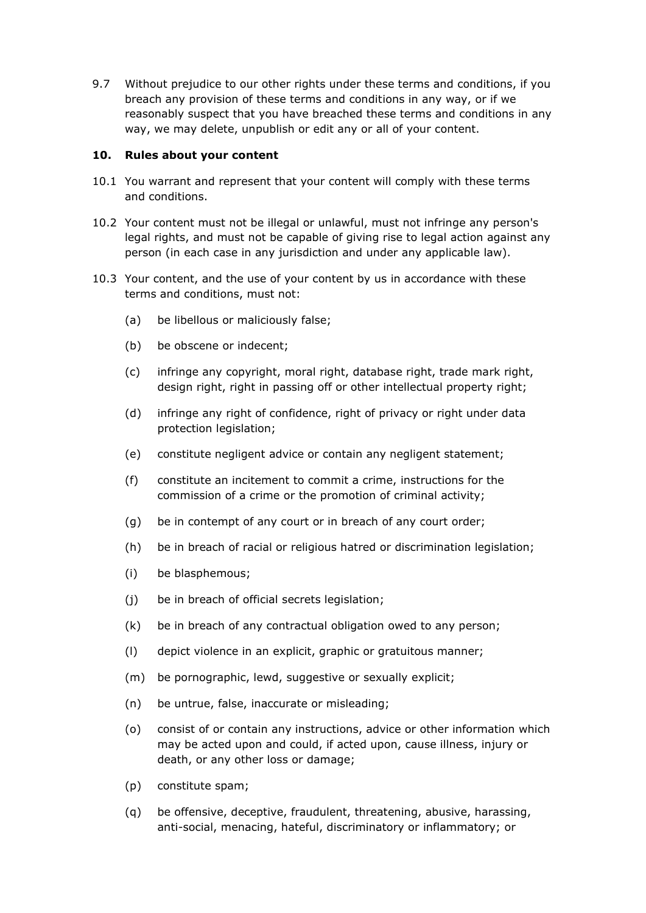9.7 Without prejudice to our other rights under these terms and conditions, if you breach any provision of these terms and conditions in any way, or if we reasonably suspect that you have breached these terms and conditions in any way, we may delete, unpublish or edit any or all of your content.

## 10. Rules about your content

10.1 You warrant and represent that your content will comply with these terms and conditions.

10.2 Your content must not be illegal or unlawful, must not infringe any person's legal rights, and must not be capable of giving rise to legal action against any person (in each case in any jurisdiction and under any applicable law).

10.3 Your content, and the use of your content by us in accordance with these terms and conditions, must not:

- (a) be libellous or maliciously false;
- (b) be obscene or indecent;
- (c) infringe any copyright, moral right, database right, trade mark right, design right, right in passing off or other intellectual property right;
- (d) infringe any right of confidence, right of privacy or right under data protection legislation;
- (e) constitute negligent advice or contain any negligent statement;
- (f) constitute an incitement to commit a crime, instructions for the commission of a crime or the promotion of criminal activity;
- (g) be in contempt of any court or in breach of any court order;
- (h) be in breach of racial or religious hatred or discrimination legislation;
- (i) be blasphemous;
- (j) be in breach of official secrets legislation;
- (k) be in breach of any contractual obligation owed to any person;
- (l) depict violence in an explicit, graphic or gratuitous manner;
- (m) be pornographic, lewd, suggestive or sexually explicit;
- (n) be untrue, false, inaccurate or misleading;
- (o) consist of or contain any instructions, advice or other information which may be acted upon and could, if acted upon, cause illness, injury or death, or any other loss or damage;
- (p) constitute spam;
- (q) be offensive, deceptive, fraudulent, threatening, abusive, harassing, anti-social, menacing, hateful, discriminatory or inflammatory; or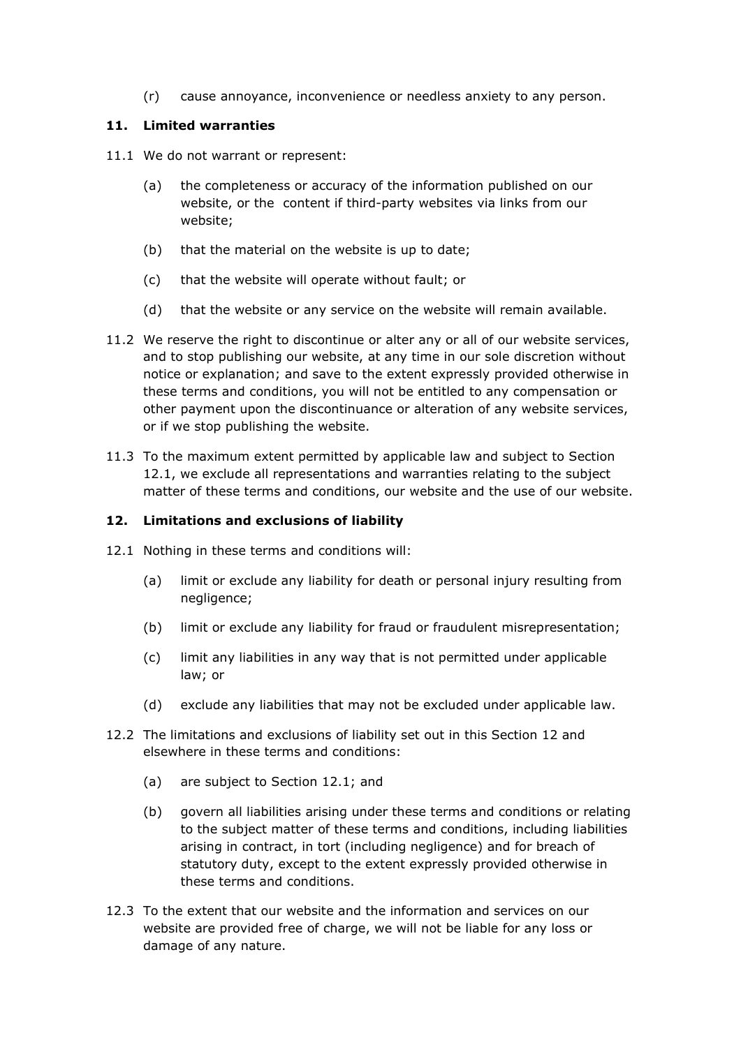(r) cause annoyance, inconvenience or needless anxiety to any person.

## 11. Limited warranties

11.1 We do not warrant or represent:

(a) the completeness or accuracy of the information published on our website, or the content if third-party websites via links from our website;

(b) that the material on the website is up to date;

(c) that the website will operate without fault; or

(d) that the website or any service on the website will remain available.

11.2 We reserve the right to discontinue or alter any or all of our website services, and to stop publishing our website, at any time in our sole discretion without notice or explanation; and save to the extent expressly provided otherwise in these terms and conditions, you will not be entitled to any compensation or other payment upon the discontinuance or alteration of any website services, or if we stop publishing the website.

11.3 To the maximum extent permitted by applicable law and subject to Section 12.1, we exclude all representations and warranties relating to the subject matter of these terms and conditions, our website and the use of our website.

## 12. Limitations and exclusions of liability

12.1 Nothing in these terms and conditions will:

(a) limit or exclude any liability for death or personal injury resulting from negligence;

(b) limit or exclude any liability for fraud or fraudulent misrepresentation;

(c) limit any liabilities in any way that is not permitted under applicable law; or

(d) exclude any liabilities that may not be excluded under applicable law.

12.2 The limitations and exclusions of liability set out in this Section 12 and elsewhere in these terms and conditions:

(a) are subject to Section 12.1; and

(b) govern all liabilities arising under these terms and conditions or relating to the subject matter of these terms and conditions, including liabilities arising in contract, in tort (including negligence) and for breach of statutory duty, except to the extent expressly provided otherwise in these terms and conditions.

12.3 To the extent that our website and the information and services on our website are provided free of charge, we will not be liable for any loss or damage of any nature.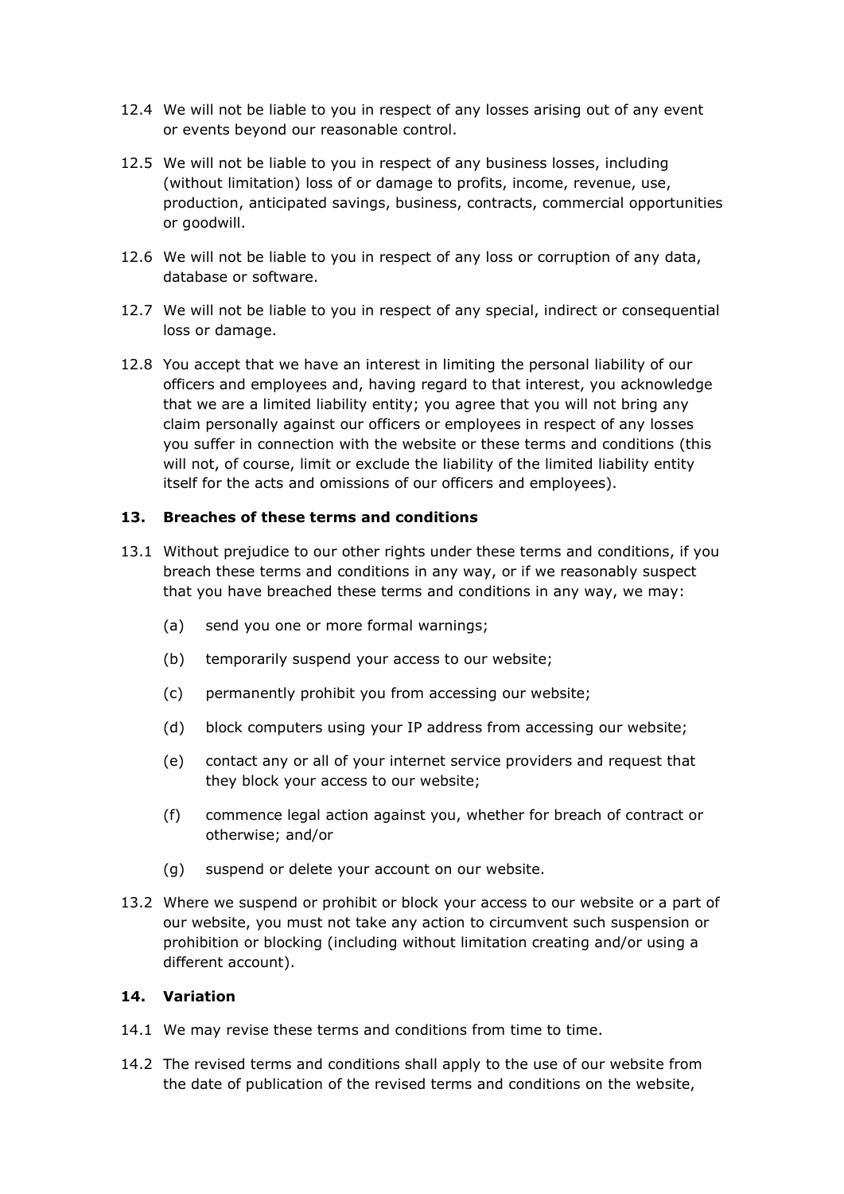12.4 We will not be liable to you in respect of any losses arising out of any event or events beyond our reasonable control.

12.5 We will not be liable to you in respect of any business losses, including (without limitation) loss of or damage to profits, income, revenue, use, production, anticipated savings, business, contracts, commercial opportunities or goodwill.

12.6 We will not be liable to you in respect of any loss or corruption of any data, database or software.

12.7 We will not be liable to you in respect of any special, indirect or consequential loss or damage.

12.8 You accept that we have an interest in limiting the personal liability of our officers and employees and, having regard to that interest, you acknowledge that we are a limited liability entity; you agree that you will not bring any claim personally against our officers or employees in respect of any losses you suffer in connection with the website or these terms and conditions (this will not, of course, limit or exclude the liability of the limited liability entity itself for the acts and omissions of our officers and employees).

## 13. Breaches of these terms and conditions

13.1 Without prejudice to our other rights under these terms and conditions, if you breach these terms and conditions in any way, or if we reasonably suspect that you have breached these terms and conditions in any way, we may:

(a) send you one or more formal warnings;

(b) temporarily suspend your access to our website;

(c) permanently prohibit you from accessing our website;

(d) block computers using your IP address from accessing our website;

(e) contact any or all of your internet service providers and request that they block your access to our website;

(f) commence legal action against you, whether for breach of contract or otherwise; and/or

(g) suspend or delete your account on our website.

13.2 Where we suspend or prohibit or block your access to our website or a part of our website, you must not take any action to circumvent such suspension or prohibition or blocking (including without limitation creating and/or using a different account).

## 14. Variation

14.1 We may revise these terms and conditions from time to time.

14.2 The revised terms and conditions shall apply to the use of our website from the date of publication of the revised terms and conditions on the website,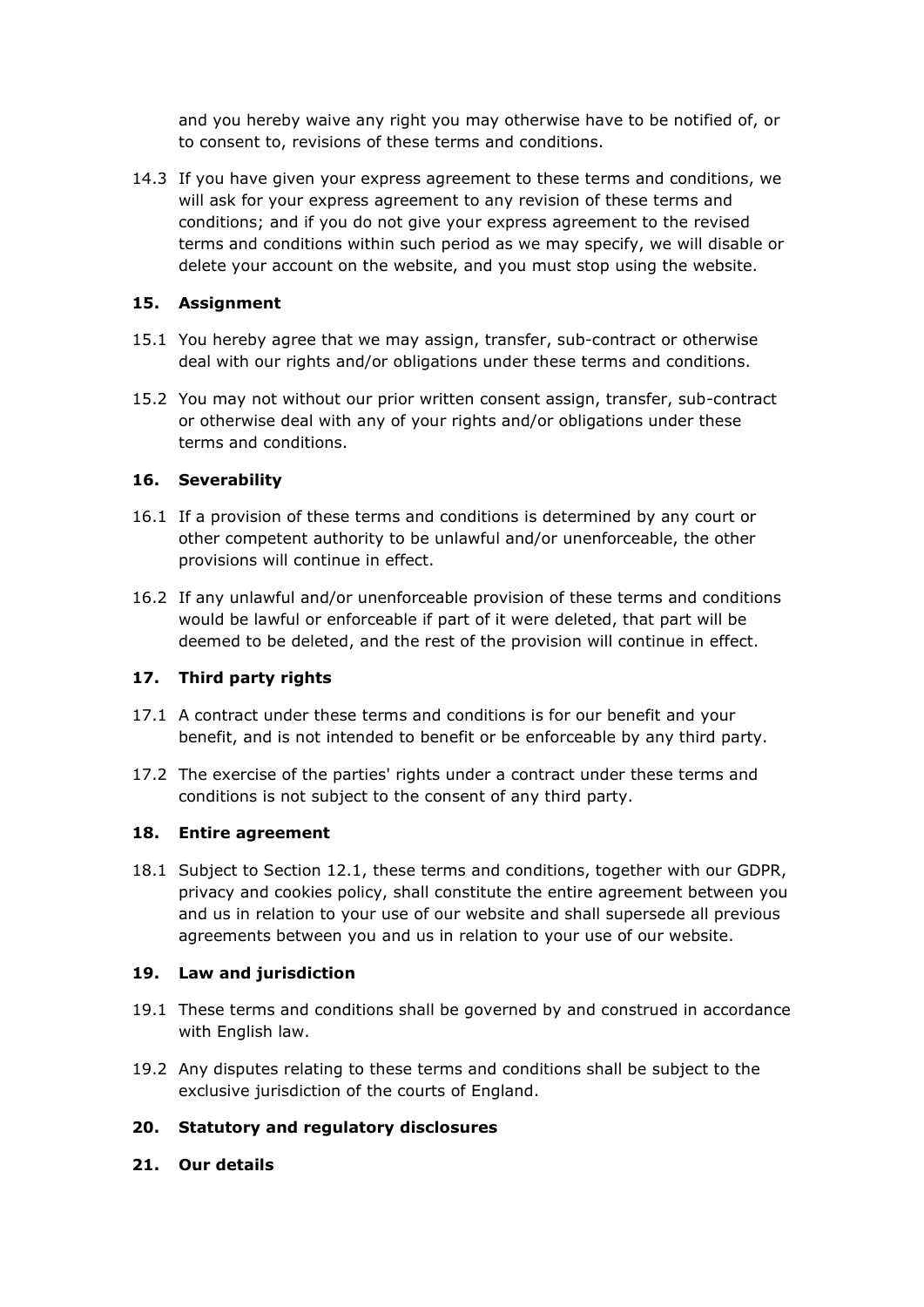and you hereby waive any right you may otherwise have to be notified of, or to consent to, revisions of these terms and conditions.

14.3 If you have given your express agreement to these terms and conditions, we will ask for your express agreement to any revision of these terms and conditions; and if you do not give your express agreement to the revised terms and conditions within such period as we may specify, we will disable or delete your account on the website, and you must stop using the website.

## 15. Assignment

15.1 You hereby agree that we may assign, transfer, sub-contract or otherwise deal with our rights and/or obligations under these terms and conditions.

15.2 You may not without our prior written consent assign, transfer, sub-contract or otherwise deal with any of your rights and/or obligations under these terms and conditions.

## 16. Severability

16.1 If a provision of these terms and conditions is determined by any court or other competent authority to be unlawful and/or unenforceable, the other provisions will continue in effect.

16.2 If any unlawful and/or unenforceable provision of these terms and conditions would be lawful or enforceable if part of it were deleted, that part will be deemed to be deleted, and the rest of the provision will continue in effect.

## 17. Third party rights

17.1 A contract under these terms and conditions is for our benefit and your benefit, and is not intended to benefit or be enforceable by any third party.

17.2 The exercise of the parties' rights under a contract under these terms and conditions is not subject to the consent of any third party.

## 18. Entire agreement

18.1 Subject to Section 12.1, these terms and conditions, together with our GDPR, privacy and cookies policy, shall constitute the entire agreement between you and us in relation to your use of our website and shall supersede all previous agreements between you and us in relation to your use of our website.

## 19. Law and jurisdiction

19.1 These terms and conditions shall be governed by and construed in accordance with English law.

19.2 Any disputes relating to these terms and conditions shall be subject to the exclusive jurisdiction of the courts of England.

## 20. Statutory and regulatory disclosures

## 21. Our details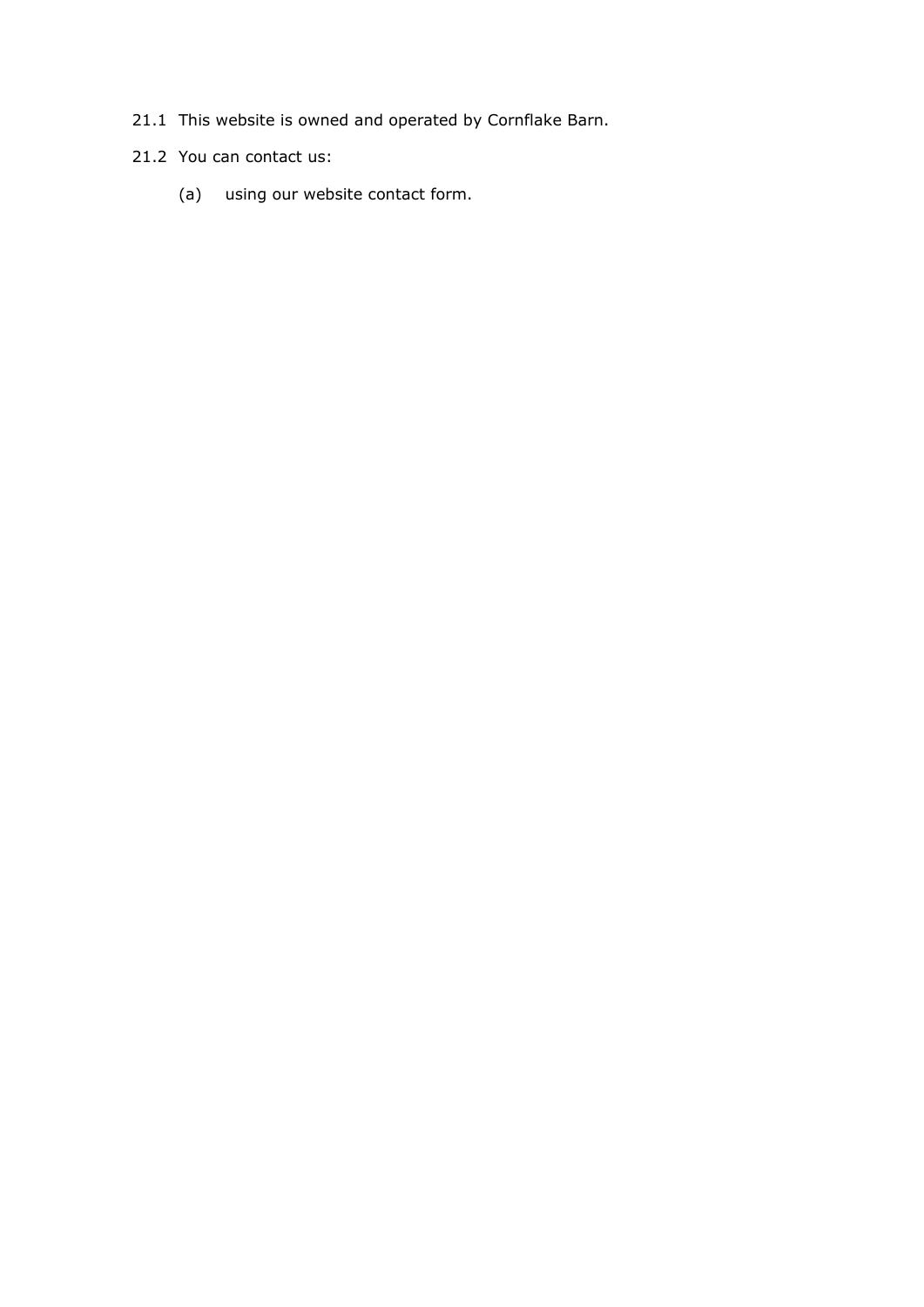21.1 This website is owned and operated by Cornflake Barn.

21.2 You can contact us:

(a) using our website contact form.